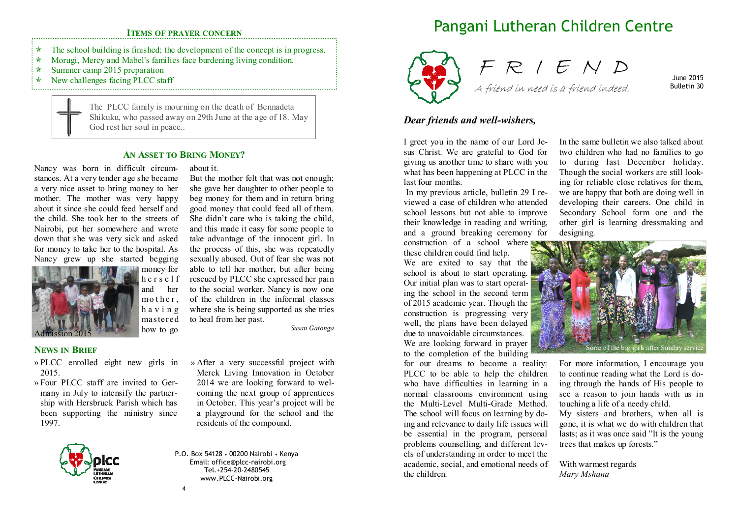# Pangani Lutheran Children Centre

## FRIEND

*A friend in need is a friend indeed.*

June 2015
Bulletin 30

### *Dear friends and well-wishers,*

I greet you in the name of our Lord Jesus Christ. We are grateful to God for giving us another time to share with you what has been happening at PLCC in the last four months.

In my previous article, bulletin 29 I reviewed a case of children who attended school lessons but not able to improve their knowledge in reading and writing, and a ground breaking ceremony for construction of a school where these children could find help.

We are exited to say that the school is about to start operating. Our initial plan was to start operating the school in the second term of 2015 academic year. Though the construction is progressing very well, the plans have been delayed due to unavoidable circumstances.

We are looking forward in prayer to the completion of the building for our dreams to become a reality: PLCC to be able to help the children who have difficulties in learning in a normal classrooms environment using the Multi-Level Multi-Grade Method. The school will focus on learning by doing and relevance to daily life issues will be essential in the program, personal problems counselling, and different levels of understanding in order to meet the academic, social, and emotional needs of the children.

In the same bulletin we also talked about two children who had no families to go to during last December holiday. Though the social workers are still looking for reliable close relatives for them, we are happy that both are doing well in developing their careers. One child in Secondary School form one and the other girl is learning dressmaking and designing.

Some of the big girls after Sunday service

For more information, I encourage you to continue reading what the Lord is doing through the hands of His people to see a reason to join hands with us in touching a life of a needy child.

My sisters and brothers, when all is gone, it is what we do with children that lasts; as it was once said "It is the young trees that makes up forests."

With warmest regards
*Mary Mshana*

---

### ITEMS OF PRAYER CONCERN

- The school building is finished; the development of the concept is in progress.
- Morugi, Mercy and Mabel's families face burdening living condition.
- Summer camp 2015 preparation
- New challenges facing PLCC staff

The PLCC family is mourning on the death of Bennadeta Shikuku, who passed away on 29th June at the age of 18. May God rest her soul in peace..

### AN ASSET TO BRING MONEY?

Nancy was born in difficult circumstances. At a very tender age she became a very nice asset to bring money to her mother. The mother was very happy about it since she could feed herself and the child. She took her to the streets of Nairobi, put her somewhere and wrote down that she was very sick and asked for money to take her to the hospital. As Nancy grew up she started begging money for herself and her mother, having mastered how to go about it.

Admission 2015

But the mother felt that was not enough; she gave her daughter to other people to beg money for them and in return bring good money that could feed all of them. She didn't care who is taking the child, and this made it easy for some people to take advantage of the innocent girl. In the process of this, she was repeatedly sexually abused. Out of fear she was not able to tell her mother, but after being rescued by PLCC she expressed her pain to the social worker. Nancy is now one of the children in the informal classes where she is being supported as she tries to heal from her past.

*Susan Gatonga*

### NEWS IN BRIEF

- PLCC enrolled eight new girls in 2015.
- Four PLCC staff are invited to Germany in July to intensify the partnership with Hersbruck Parish which has been supporting the ministry since 1997.
- After a very successful project with Merck Living Innovation in October 2014 we are looking forward to welcoming the next group of apprentices in October. This year's project will be a playground for the school and the residents of the compound.

P.O. Box 54128 • 00200 Nairobi • Kenya
Email: office@plcc-nairobi.org
Tel.+254-20-2480545
www.PLCC-Nairobi.org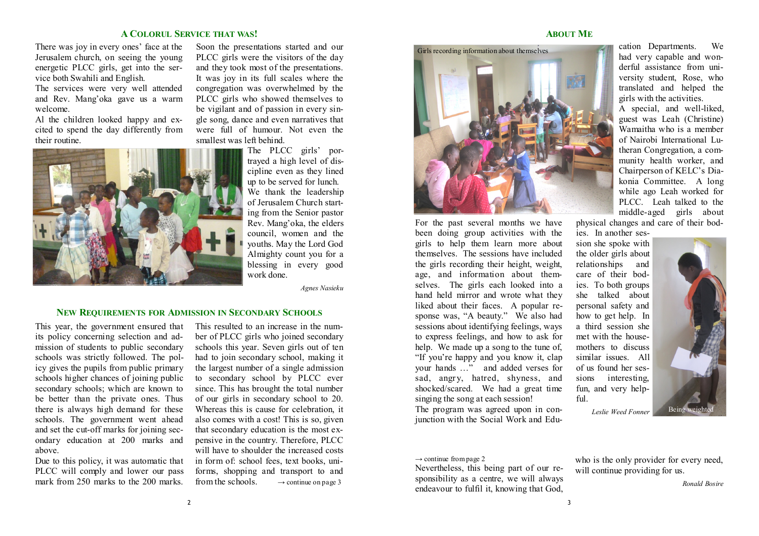## A Colorul Service that was!

There was joy in every ones' face at the Jerusalem church, on seeing the young energetic PLCC girls, get into the service both Swahili and English.

The services were very well attended and Rev. Mang'oka gave us a warm welcome.

Al the children looked happy and excited to spend the day differently from their routine.

Soon the presentations started and our PLCC girls were the visitors of the day and they took most of the presentations. It was joy in its full scales where the congregation was overwhelmed by the PLCC girls who showed themselves to be vigilant and of passion in every single song, dance and even narratives that were full of humour. Not even the smallest was left behind.

The PLCC girls' portrayed a high level of discipline even as they lined up to be served for lunch.

We thank the leadership of Jerusalem Church starting from the Senior pastor Rev. Mang'oka, the elders council, women and the youths. May the Lord God Almighty count you for a blessing in every good work done.

*Agnes Nasieku*

## New Requirements for Admission in Secondary Schools

This year, the government ensured that its policy concerning selection and admission of students to public secondary schools was strictly followed. The policy gives the pupils from public primary schools higher chances of joining public secondary schools; which are known to be better than the private ones. Thus there is always high demand for these schools. The government went ahead and set the cut-off marks for joining secondary education at 200 marks and above.

Due to this policy, it was automatic that PLCC will comply and lower our pass mark from 250 marks to the 200 marks.

This resulted to an increase in the number of PLCC girls who joined secondary schools this year. Seven girls out of ten had to join secondary school, making it the largest number of a single admission to secondary school by PLCC ever since. This has brought the total number of our girls in secondary school to 20. Whereas this is cause for celebration, it also comes with a cost! This is so, given that secondary education is the most expensive in the country. Therefore, PLCC will have to shoulder the increased costs in form of: school fees, text books, uniforms, shopping and transport to and from the schools. → continue on page 3

## About Me

Girls recording information about themselves

For the past several months we have been doing group activities with the girls to help them learn more about themselves. The sessions have included the girls recording their height, weight, age, and information about themselves. The girls each looked into a hand held mirror and wrote what they liked about their faces. A popular response was, "A beauty." We also had sessions about identifying feelings, ways to express feelings, and how to ask for help. We made up a song to the tune of, "If you're happy and you know it, clap your hands …" and added verses for sad, angry, hatred, shyness, and shocked/scared. We had a great time singing the song at each session!

The program was agreed upon in conjunction with the Social Work and Education Departments. We had very capable and wonderful assistance from university student, Rose, who translated and helped the girls with the activities.

A special, and well-liked, guest was Leah (Christine) Wamaitha who is a member of Nairobi International Lutheran Congregation, a community health worker, and Chairperson of KELC's Diakonia Committee. A long while ago Leah worked for PLCC. Leah talked to the middle-aged girls about physical changes and care of their bodies. In another session she spoke with the older girls about relationships and care of their bodies. To both groups she talked about personal safety and how to get help. In a third session she met with the house-mothers to discuss similar issues. All of us found her sessions interesting, fun, and very helpful.

Being weighted

*Leslie Weed Fonner*

→ continue from page 2

Nevertheless, this being part of our responsibility as a centre, we will always endeavour to fulfil it, knowing that God, who is the only provider for every need, will continue providing for us.

*Ronald Bosire*